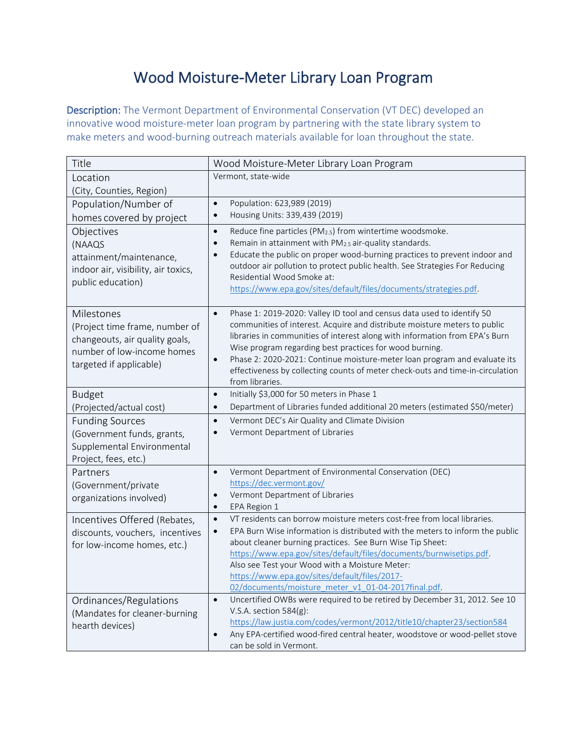# Wood Moisture-Meter Library Loan Program

**Description:** The Vermont Department of Environmental Conservation (VT DEC) developed an innovative wood moisture-meter loan program by partnering with the state library system to make meters and wood-burning outreach materials available for loan throughout the state.

| Title | Wood Moisture-Meter Library Loan Program |
|---|---|
| Location (City, Counties, Region) | Vermont, state-wide |
| Population/Number of homes covered by project | • Population: 623,989 (2019)<br>• Housing Units: 339,439 (2019) |
| Objectives (NAAQS attainment/maintenance, indoor air, visibility, air toxics, public education) | • Reduce fine particles ($PM_{2.5}$) from wintertime woodsmoke.<br>• Remain in attainment with $PM_{2.5}$ air-quality standards.<br>• Educate the public on proper wood-burning practices to prevent indoor and outdoor air pollution to protect public health. See Strategies For Reducing Residential Wood Smoke at: https://www.epa.gov/sites/default/files/documents/strategies.pdf. |
| Milestones (Project time frame, number of changeouts, air quality goals, number of low-income homes targeted if applicable) | • Phase 1: 2019-2020: Valley ID tool and census data used to identify 50 communities of interest. Acquire and distribute moisture meters to public libraries in communities of interest along with information from EPA's Burn Wise program regarding best practices for wood burning.<br>• Phase 2: 2020-2021: Continue moisture-meter loan program and evaluate its effectiveness by collecting counts of meter check-outs and time-in-circulation from libraries. |
| Budget (Projected/actual cost) | • Initially $3,000 for 50 meters in Phase 1<br>• Department of Libraries funded additional 20 meters (estimated $50/meter) |
| Funding Sources (Government funds, grants, Supplemental Environmental Project, fees, etc.) | • Vermont DEC's Air Quality and Climate Division<br>• Vermont Department of Libraries |
| Partners (Government/private organizations involved) | • Vermont Department of Environmental Conservation (DEC) https://dec.vermont.gov/<br>• Vermont Department of Libraries<br>• EPA Region 1 |
| Incentives Offered (Rebates, discounts, vouchers, incentives for low-income homes, etc.) | • VT residents can borrow moisture meters cost-free from local libraries.<br>• EPA Burn Wise information is distributed with the meters to inform the public about cleaner burning practices. See Burn Wise Tip Sheet: https://www.epa.gov/sites/default/files/documents/burnwisetips.pdf. Also see Test your Wood with a Moisture Meter: https://www.epa.gov/sites/default/files/2017-02/documents/moisture_meter_v1_01-04-2017final.pdf. |
| Ordinances/Regulations (Mandates for cleaner-burning hearth devices) | • Uncertified OWBs were required to be retired by December 31, 2012. See 10 V.S.A. section 584(g): https://law.justia.com/codes/vermont/2012/title10/chapter23/section584<br>• Any EPA-certified wood-fired central heater, woodstove or wood-pellet stove can be sold in Vermont. |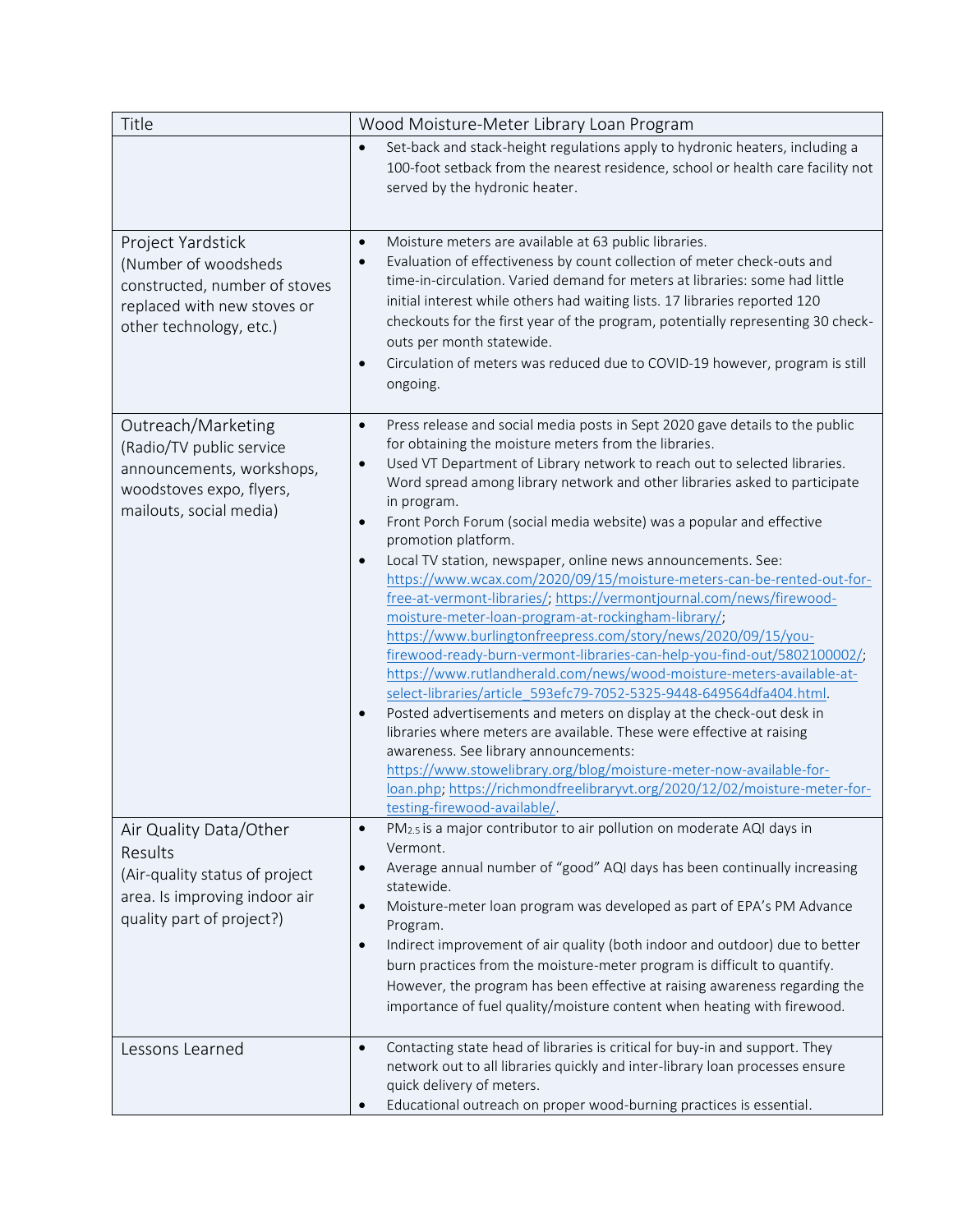| Title | Wood Moisture-Meter Library Loan Program |
|---|---|
| | • Set-back and stack-height regulations apply to hydronic heaters, including a 100-foot setback from the nearest residence, school or health care facility not served by the hydronic heater. |
| Project Yardstick (Number of woodsheds constructed, number of stoves replaced with new stoves or other technology, etc.) | • Moisture meters are available at 63 public libraries.<br>• Evaluation of effectiveness by count collection of meter check-outs and time-in-circulation. Varied demand for meters at libraries: some had little initial interest while others had waiting lists. 17 libraries reported 120 checkouts for the first year of the program, potentially representing 30 check-outs per month statewide.<br>• Circulation of meters was reduced due to COVID-19 however, program is still ongoing. |
| Outreach/Marketing (Radio/TV public service announcements, workshops, woodstoves expo, flyers, mailouts, social media) | • Press release and social media posts in Sept 2020 gave details to the public for obtaining the moisture meters from the libraries.<br>• Used VT Department of Library network to reach out to selected libraries. Word spread among library network and other libraries asked to participate in program.<br>• Front Porch Forum (social media website) was a popular and effective promotion platform.<br>• Local TV station, newspaper, online news announcements. See: https://www.wcax.com/2020/09/15/moisture-meters-can-be-rented-out-for-free-at-vermont-libraries/; https://vermontjournal.com/news/firewood-moisture-meter-loan-program-at-rockingham-library/; https://www.burlingtonfreepress.com/story/news/2020/09/15/you-firewood-ready-burn-vermont-libraries-can-help-you-find-out/5802100002/; https://www.rutlandherald.com/news/wood-moisture-meters-available-at-select-libraries/article_593efc79-7052-5325-9448-649564dfa404.html.<br>• Posted advertisements and meters on display at the check-out desk in libraries where meters are available. These were effective at raising awareness. See library announcements: https://www.stowelibrary.org/blog/moisture-meter-now-available-for-loan.php; https://richmondfreelibraryvt.org/2020/12/02/moisture-meter-for-testing-firewood-available/. |
| Air Quality Data/Other Results (Air-quality status of project area. Is improving indoor air quality part of project?) | • $PM_{2.5}$ is a major contributor to air pollution on moderate AQI days in Vermont.<br>• Average annual number of "good" AQI days has been continually increasing statewide.<br>• Moisture-meter loan program was developed as part of EPA's PM Advance Program.<br>• Indirect improvement of air quality (both indoor and outdoor) due to better burn practices from the moisture-meter program is difficult to quantify. However, the program has been effective at raising awareness regarding the importance of fuel quality/moisture content when heating with firewood. |
| Lessons Learned | • Contacting state head of libraries is critical for buy-in and support. They network out to all libraries quickly and inter-library loan processes ensure quick delivery of meters.<br>• Educational outreach on proper wood-burning practices is essential. |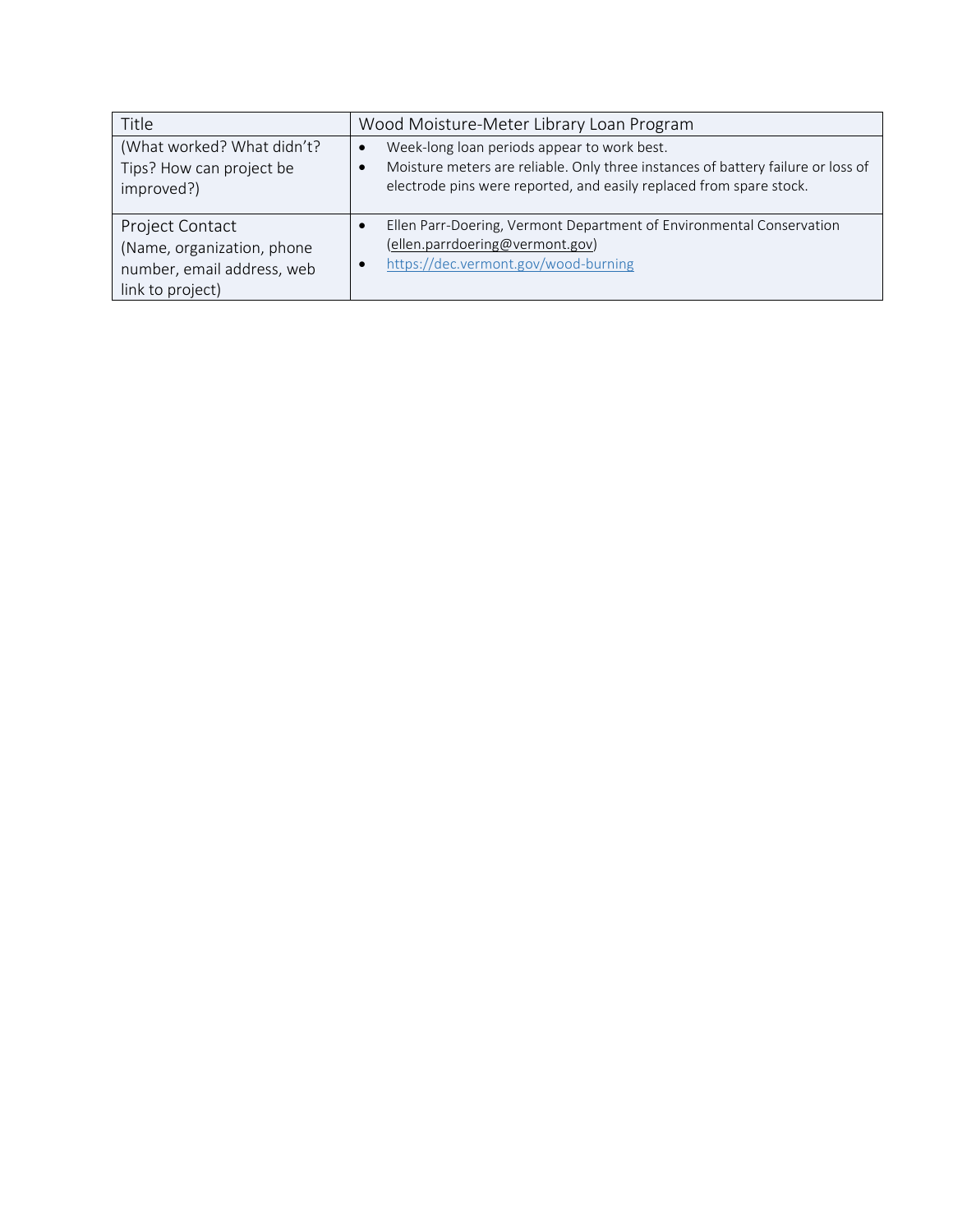| Title | Wood Moisture-Meter Library Loan Program |
|---|---|
| (What worked? What didn't? Tips? How can project be improved?) | • Week-long loan periods appear to work best.<br>• Moisture meters are reliable. Only three instances of battery failure or loss of electrode pins were reported, and easily replaced from spare stock. |
| Project Contact (Name, organization, phone number, email address, web link to project) | • Ellen Parr-Doering, Vermont Department of Environmental Conservation (ellen.parrdoering@vermont.gov)<br>• https://dec.vermont.gov/wood-burning |